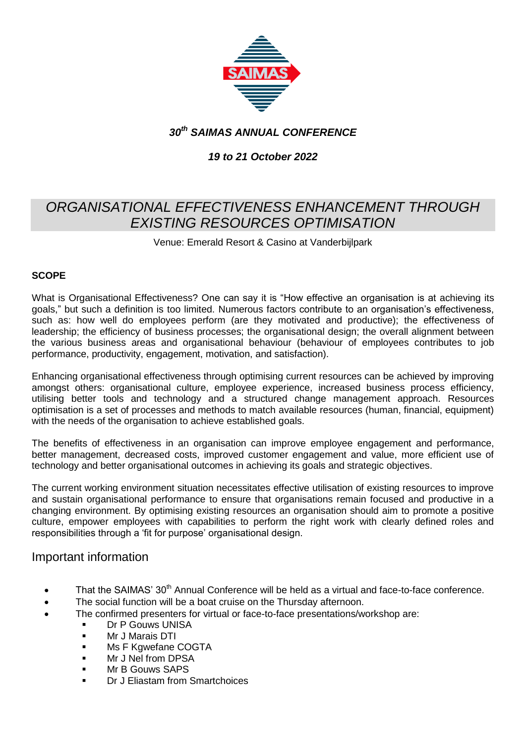SAIMAS

***30th SAIMAS ANNUAL CONFERENCE***

***19 to 21 October 2022***

# *ORGANISATIONAL EFFECTIVENESS ENHANCEMENT THROUGH EXISTING RESOURCES OPTIMISATION*

Venue: Emerald Resort & Casino at Vanderbijlpark

**SCOPE**

What is Organisational Effectiveness? One can say it is "How effective an organisation is at achieving its goals," but such a definition is too limited. Numerous factors contribute to an organisation's effectiveness, such as: how well do employees perform (are they motivated and productive); the effectiveness of leadership; the efficiency of business processes; the organisational design; the overall alignment between the various business areas and organisational behaviour (behaviour of employees contributes to job performance, productivity, engagement, motivation, and satisfaction).

Enhancing organisational effectiveness through optimising current resources can be achieved by improving amongst others: organisational culture, employee experience, increased business process efficiency, utilising better tools and technology and a structured change management approach. Resources optimisation is a set of processes and methods to match available resources (human, financial, equipment) with the needs of the organisation to achieve established goals.

The benefits of effectiveness in an organisation can improve employee engagement and performance, better management, decreased costs, improved customer engagement and value, more efficient use of technology and better organisational outcomes in achieving its goals and strategic objectives.

The current working environment situation necessitates effective utilisation of existing resources to improve and sustain organisational performance to ensure that organisations remain focused and productive in a changing environment. By optimising existing resources an organisation should aim to promote a positive culture, empower employees with capabilities to perform the right work with clearly defined roles and responsibilities through a 'fit for purpose' organisational design.

## Important information

- That the SAIMAS' 30th Annual Conference will be held as a virtual and face-to-face conference.
- The social function will be a boat cruise on the Thursday afternoon.
- The confirmed presenters for virtual or face-to-face presentations/workshop are:
  - Dr P Gouws UNISA
  - Mr J Marais DTI
  - Ms F Kgwefane COGTA
  - Mr J Nel from DPSA
  - Mr B Gouws SAPS
  - Dr J Eliastam from Smartchoices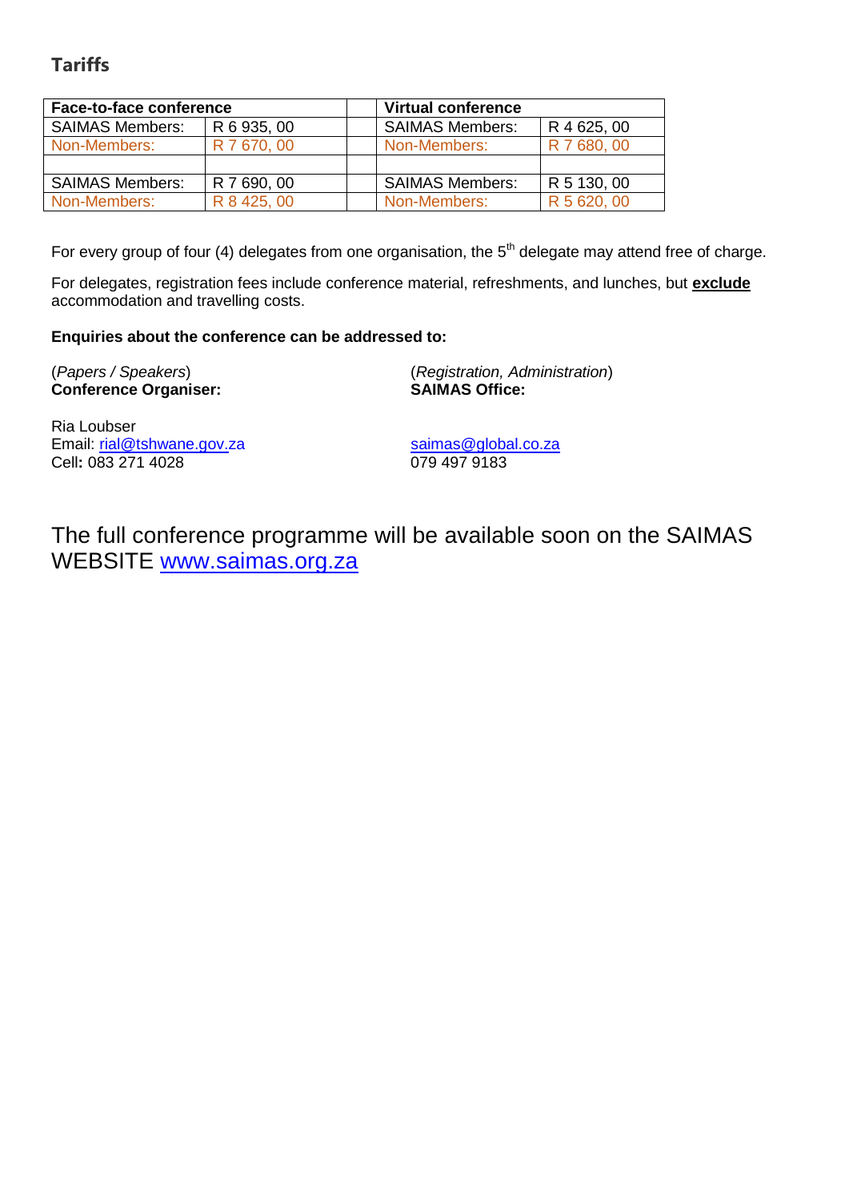## Tariffs

| Face-to-face conference | | | Virtual conference | |
|---|---|---|---|---|
| SAIMAS Members: | R 6 935, 00 | | SAIMAS Members: | R 4 625, 00 |
| Non-Members: | R 7 670, 00 | | Non-Members: | R 7 680, 00 |
| | | | | |
| SAIMAS Members: | R 7 690, 00 | | SAIMAS Members: | R 5 130, 00 |
| Non-Members: | R 8 425, 00 | | Non-Members: | R 5 620, 00 |

For every group of four (4) delegates from one organisation, the 5th delegate may attend free of charge.

For delegates, registration fees include conference material, refreshments, and lunches, but **exclude** accommodation and travelling costs.

**Enquiries about the conference can be addressed to:**

(*Papers / Speakers*)
**Conference Organiser:**

Ria Loubser
Email: rial@tshwane.gov.za
Cell**:** 083 271 4028

(*Registration, Administration*)
**SAIMAS Office:**

saimas@global.co.za
079 497 9183

The full conference programme will be available soon on the SAIMAS WEBSITE www.saimas.org.za